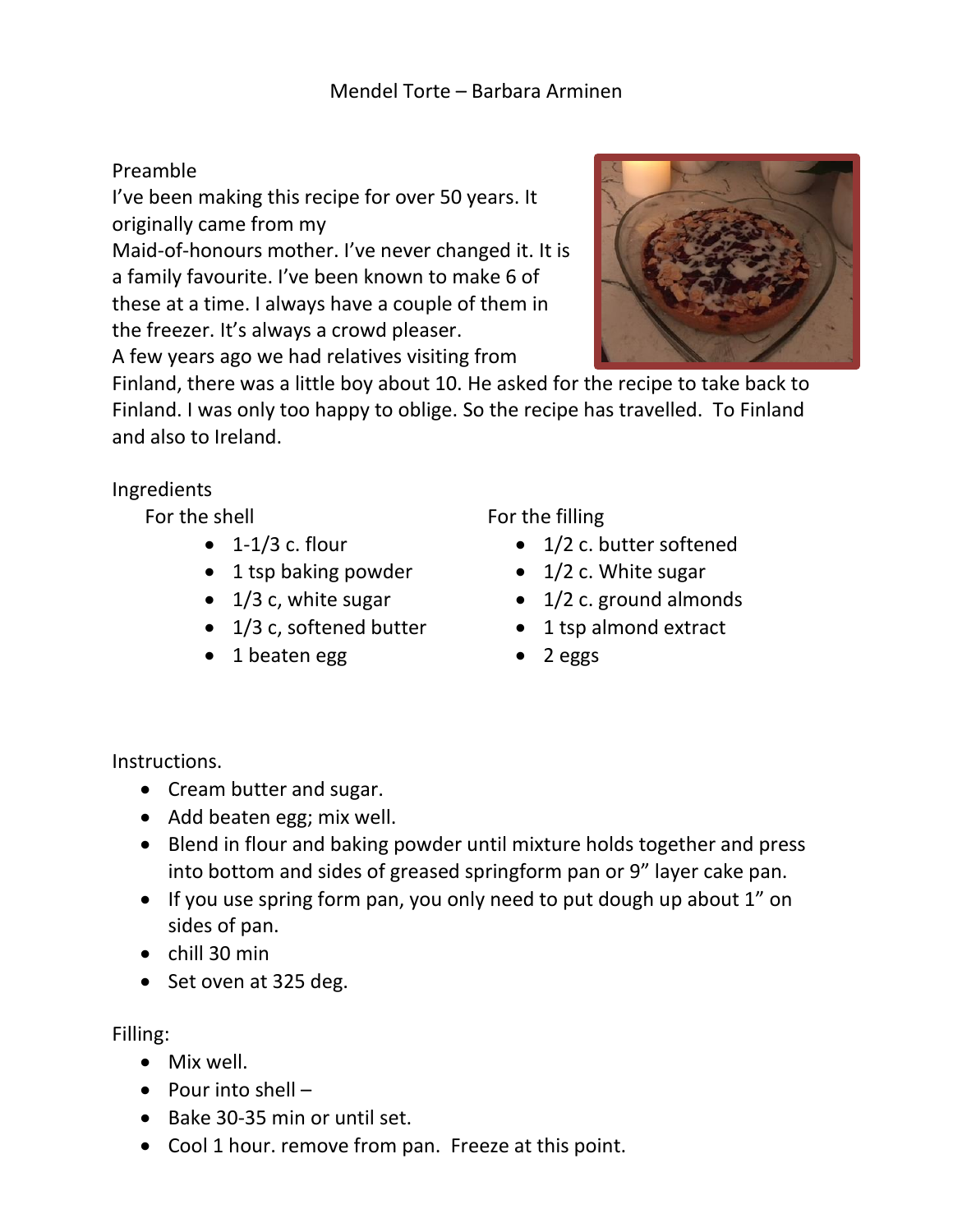# Mendel Torte – Barbara Arminen

## Preamble

I've been making this recipe for over 50 years. It originally came from my Maid-of-honours mother. I've never changed it. It is a family favourite. I've been known to make 6 of these at a time. I always have a couple of them in the freezer. It's always a crowd pleaser.

A few years ago we had relatives visiting from Finland, there was a little boy about 10. He asked for the recipe to take back to Finland. I was only too happy to oblige. So the recipe has travelled. To Finland and also to Ireland.

## Ingredients

### For the shell

- 1-1/3 c. flour
- 1 tsp baking powder
- 1/3 c, white sugar
- 1/3 c, softened butter
- 1 beaten egg

### For the filling

- 1/2 c. butter softened
- 1/2 c. White sugar
- 1/2 c. ground almonds
- 1 tsp almond extract
- 2 eggs

## Instructions.

- Cream butter and sugar.
- Add beaten egg; mix well.
- Blend in flour and baking powder until mixture holds together and press into bottom and sides of greased springform pan or 9" layer cake pan.
- If you use spring form pan, you only need to put dough up about 1" on sides of pan.
- chill 30 min
- Set oven at 325 deg.

## Filling:

- Mix well.
- Pour into shell –
- Bake 30-35 min or until set.
- Cool 1 hour. remove from pan. Freeze at this point.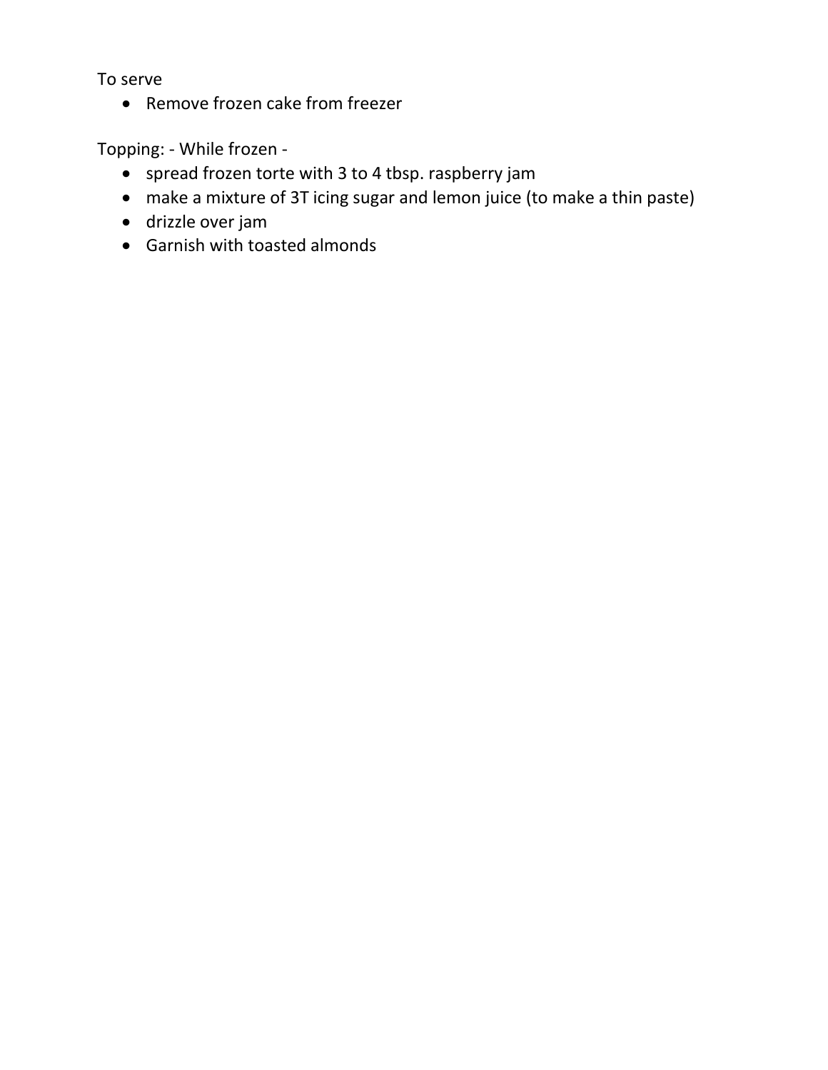To serve

- Remove frozen cake from freezer

Topping: - While frozen -

- spread frozen torte with 3 to 4 tbsp. raspberry jam
- make a mixture of 3T icing sugar and lemon juice (to make a thin paste)
- drizzle over jam
- Garnish with toasted almonds